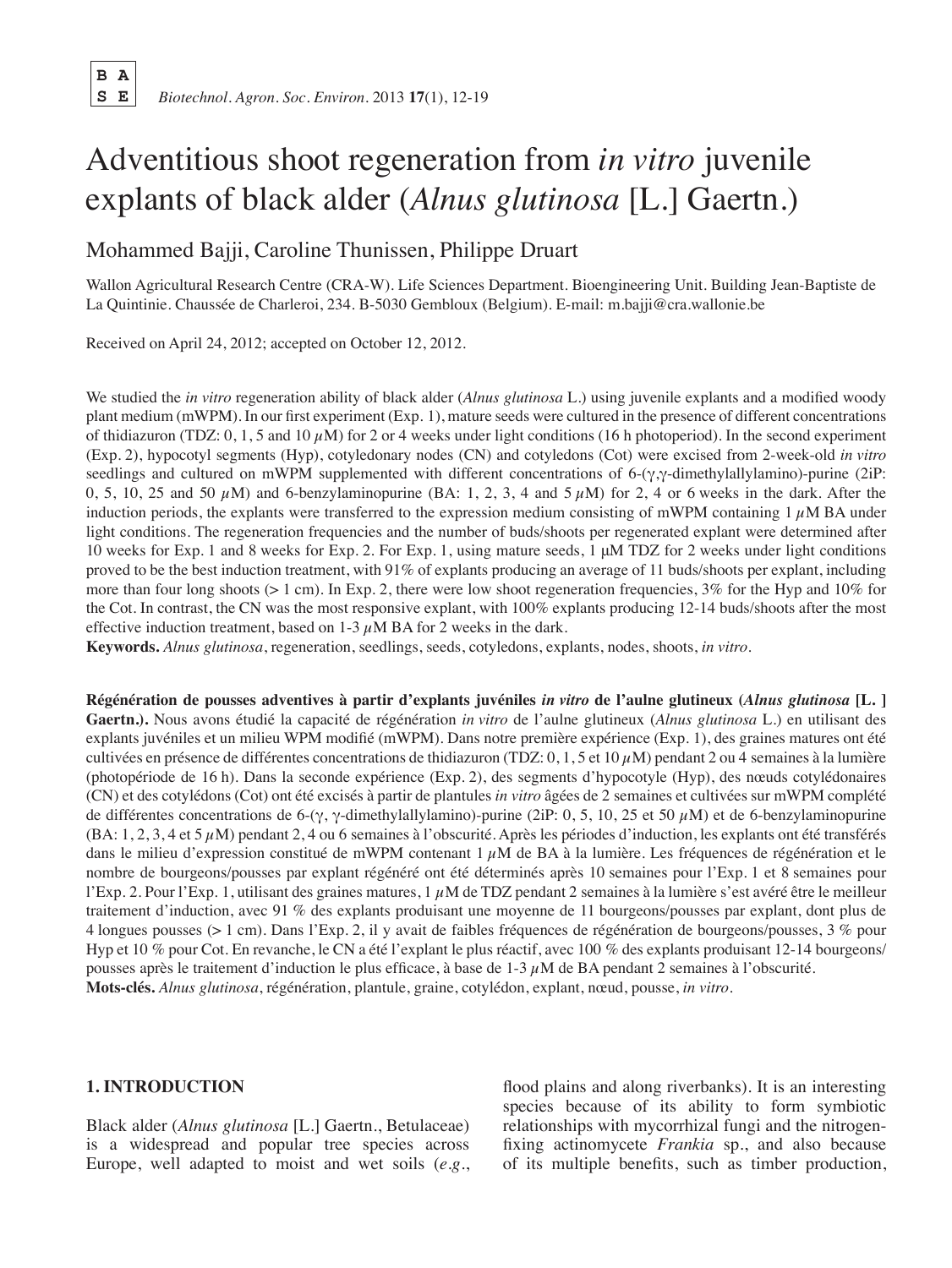# Adventitious shoot regeneration from *in vitro* juvenile explants of black alder (*Alnus glutinosa* [L.] Gaertn.)

Mohammed Bajji, Caroline Thunissen, Philippe Druart

Wallon Agricultural Research Centre (CRA-W). Life Sciences Department. Bioengineering Unit. Building Jean-Baptiste de La Quintinie. Chaussée de Charleroi, 234. B-5030 Gembloux (Belgium). E-mail: m.bajji@cra.wallonie.be

Received on April 24, 2012; accepted on October 12, 2012.

We studied the *in vitro* regeneration ability of black alder (*Alnus glutinosa* L.) using juvenile explants and a modified woody plant medium (mWPM). In our first experiment (Exp. 1), mature seeds were cultured in the presence of different concentrations of thidiazuron (TDZ: 0, 1, 5 and 10 $\mu$M) for 2 or 4 weeks under light conditions (16 h photoperiod). In the second experiment (Exp. 2), hypocotyl segments (Hyp), cotyledonary nodes (CN) and cotyledons (Cot) were excised from 2-week-old *in vitro* seedlings and cultured on mWPM supplemented with different concentrations of 6-($\gamma$,$\gamma$-dimethylallylamino)-purine (2iP: 0, 5, 10, 25 and 50 $\mu$M) and 6-benzylaminopurine (BA: 1, 2, 3, 4 and 5 $\mu$M) for 2, 4 or 6 weeks in the dark. After the induction periods, the explants were transferred to the expression medium consisting of mWPM containing 1 $\mu$M BA under light conditions. The regeneration frequencies and the number of buds/shoots per regenerated explant were determined after 10 weeks for Exp. 1 and 8 weeks for Exp. 2. For Exp. 1, using mature seeds, 1 µM TDZ for 2 weeks under light conditions proved to be the best induction treatment, with 91% of explants producing an average of 11 buds/shoots per explant, including more than four long shoots (> 1 cm). In Exp. 2, there were low shoot regeneration frequencies, 3% for the Hyp and 10% for the Cot. In contrast, the CN was the most responsive explant, with 100% explants producing 12-14 buds/shoots after the most effective induction treatment, based on 1-3 $\mu$M BA for 2 weeks in the dark.

**Keywords.** *Alnus glutinosa*, regeneration, seedlings, seeds, cotyledons, explants, nodes, shoots, *in vitro*.

**Régénération de pousses adventives à partir d'explants juvéniles *in vitro* de l'aulne glutineux (*Alnus glutinosa* [L. ] Gaertn.).** Nous avons étudié la capacité de régénération *in vitro* de l'aulne glutineux (*Alnus glutinosa* L.) en utilisant des explants juvéniles et un milieu WPM modifié (mWPM). Dans notre première expérience (Exp. 1), des graines matures ont été cultivées en présence de différentes concentrations de thidiazuron (TDZ: 0, 1, 5 et 10 $\mu$M) pendant 2 ou 4 semaines à la lumière (photopériode de 16 h). Dans la seconde expérience (Exp. 2), des nœuds d'hypocotyle (Hyp), des nœuds cotylédonaires (CN) et des cotylédons (Cot) ont été excisés à partir de plantules *in vitro* âgées de 2 semaines et cultivées sur mWPM complété de différentes concentrations de 6-($\gamma$, $\gamma$-dimethylallylamino)-purine (2iP: 0, 5, 10, 25 et 50 $\mu$M) et de 6-benzylaminopurine (BA: 1, 2, 3, 4 et 5 $\mu$M) pendant 2, 4 ou 6 semaines à l'obscurité. Après les périodes d'induction, les explants ont été transférés dans le milieu d'expression constitué de mWPM contenant 1 $\mu$M de BA à la lumière. Les fréquences de régénération et le nombre de bourgeons/pousses par explant régénéré ont été déterminés après 10 semaines pour l'Exp. 1 et 8 semaines pour l'Exp. 2. Pour l'Exp. 1, utilisant des graines matures, 1 $\mu$M de TDZ pendant 2 semaines à la lumière s'est avéré être le meilleur traitement d'induction, avec 91 % des explants produisant une moyenne de 11 bourgeons/pousses par explant, dont plus de 4 longues pousses (> 1 cm). Dans l'Exp. 2, il y avait de faibles fréquences de régénération de bourgeons/pousses, 3 % pour Hyp et 10 % pour Cot. En revanche, le CN a été l'explant le plus réactif, avec 100 % des explants produisant 12-14 bourgeons/pousses après le traitement d'induction le plus efficace, à base de 1-3 $\mu$M de BA pendant 2 semaines à l'obscurité.

**Mots-clés.** *Alnus glutinosa*, régénération, plantule, graine, cotylédon, explant, nœud, pousse, *in vitro*.

## 1. INTRODUCTION

Black alder (*Alnus glutinosa* [L.] Gaertn., Betulaceae) is a widespread and popular tree species across Europe, well adapted to moist and wet soils (*e.g.*, flood plains and along riverbanks). It is an interesting species because of its ability to form symbiotic relationships with mycorrhizal fungi and the nitrogen-fixing actinomycete *Frankia* sp., and also because of its multiple benefits, such as timber production,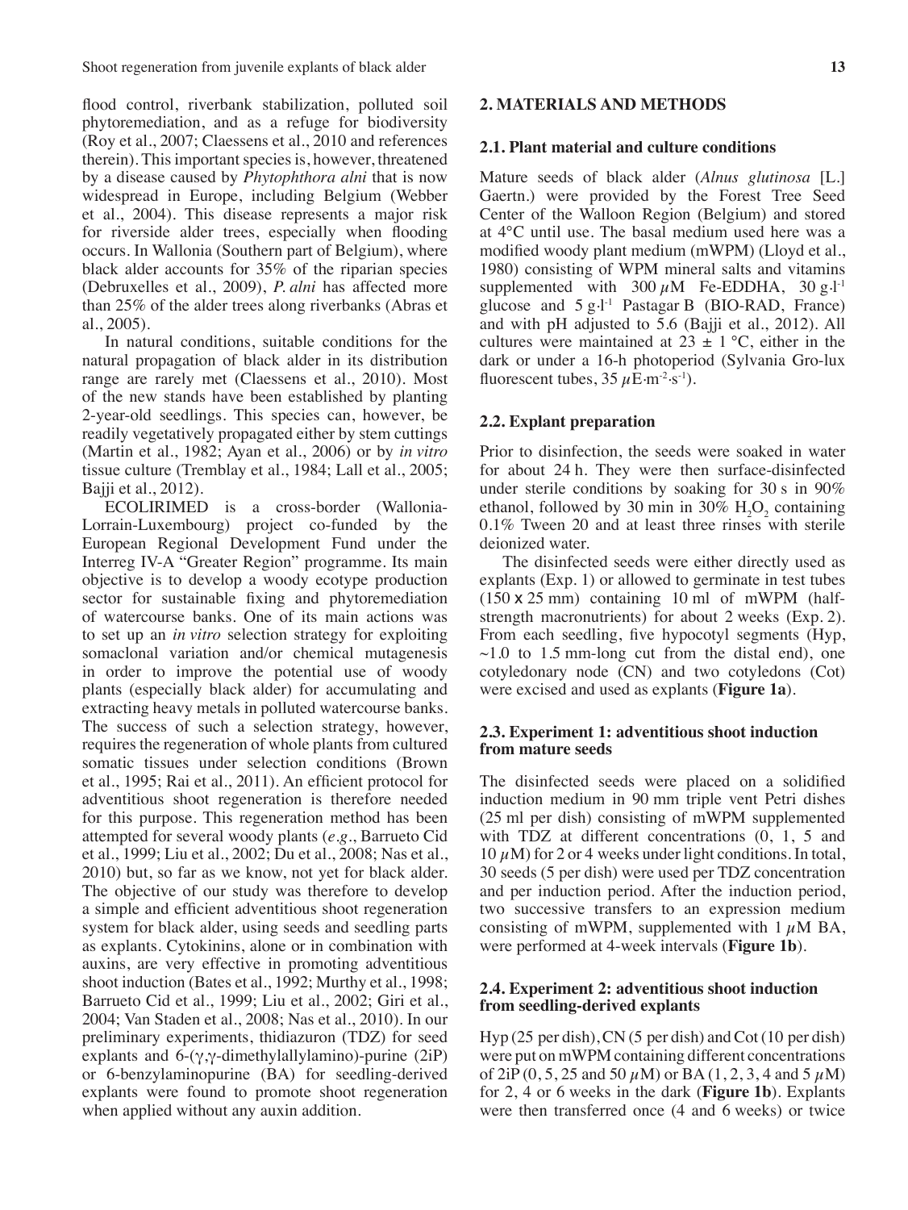flood control, riverbank stabilization, polluted soil phytoremediation, and as a refuge for biodiversity (Roy et al., 2007; Claessens et al., 2010 and references therein). This important species is, however, threatened by a disease caused by *Phytophthora alni* that is now widespread in Europe, including Belgium (Webber et al., 2004). This disease represents a major risk for riverside alder trees, especially when flooding occurs. In Wallonia (Southern part of Belgium), where black alder accounts for 35% of the riparian species (Debruxelles et al., 2009), *P. alni* has affected more than 25% of the alder trees along riverbanks (Abras et al., 2005).

In natural conditions, suitable conditions for the natural propagation of black alder in its distribution range are rarely met (Claessens et al., 2010). Most of the new stands have been established by planting 2-year-old seedlings. This species can, however, be readily vegetatively propagated either by stem cuttings (Martin et al., 1982; Ayan et al., 2006) or by *in vitro* tissue culture (Tremblay et al., 1984; Lall et al., 2005; Bajji et al., 2012).

ECOLIRIMED is a cross-border (Wallonia-Lorrain-Luxembourg) project co-funded by the European Regional Development Fund under the Interreg IV-A "Greater Region" programme. Its main objective is to develop a woody ecotype production sector for sustainable fixing and phytoremediation of watercourse banks. One of its main actions was to set up an *in vitro* selection strategy for exploiting somaclonal variation and/or chemical mutagenesis in order to improve the potential use of woody plants (especially black alder) for accumulating and extracting heavy metals in polluted watercourse banks. The success of such a selection strategy, however, requires the regeneration of whole plants from cultured somatic tissues under selection conditions (Brown et al., 1995; Rai et al., 2011). An efficient protocol for adventitious shoot regeneration is therefore needed for this purpose. This regeneration method has been attempted for several woody plants (*e.g.*, Barrueto Cid et al., 1999; Liu et al., 2002; Du et al., 2008; Nas et al., 2010) but, so far as we know, not yet for black alder. The objective of our study was therefore to develop a simple and efficient adventitious shoot regeneration system for black alder, using seeds and seedling parts as explants. Cytokinins, alone or in combination with auxins, are very effective in promoting adventitious shoot induction (Bates et al., 1992; Murthy et al., 1998; Barrueto Cid et al., 1999; Liu et al., 2002; Giri et al., 2004; Van Staden et al., 2008; Nas et al., 2010). In our preliminary experiments, thidiazuron (TDZ) for seed explants and 6-($\gamma$,$\gamma$-dimethylallylamino)-purine (2iP) or 6-benzylaminopurine (BA) for seedling-derived explants were found to promote shoot regeneration when applied without any auxin addition.

## 2. MATERIALS AND METHODS

### 2.1. Plant material and culture conditions

Mature seeds of black alder (*Alnus glutinosa* [L.] Gaertn.) were provided by the Forest Tree Seed Center of the Walloon Region (Belgium) and stored at 4°C until use. The basal medium used here was a modified woody plant medium (mWPM) (Lloyd et al., 1980) consisting of WPM mineral salts and vitamins supplemented with 300 $\mu$M Fe-EDDHA, 30 $g \cdot l^{-1}$ glucose and 5 $g \cdot l^{-1}$ Pastagar B (BIO-RAD, France) and with pH adjusted to 5.6 (Bajji et al., 2012). All cultures were maintained at 23 ± 1 °C, either in the dark or under a 16-h photoperiod (Sylvania Gro-lux fluorescent tubes, 35 $\mu E \cdot m^{-2} \cdot s^{-1}$).

### 2.2. Explant preparation

Prior to disinfection, the seeds were soaked in water for about 24 h. They were then surface-disinfected under sterile conditions by soaking for 30 s in 90% ethanol, followed by 30 min in 30% $H_2O_2$ containing 0.1% Tween 20 and at least three rinses with sterile deionized water.

The disinfected seeds were either directly used as explants (Exp. 1) or allowed to germinate in test tubes (150 x 25 mm) containing 10 ml of mWPM (half-strength macronutrients) for about 2 weeks (Exp. 2). From each seedling, five hypocotyl segments (Hyp, ~1.0 to 1.5 mm-long cut from the distal end), one cotyledonary node (CN) and two cotyledons (Cot) were excised and used as explants (**Figure 1a**).

### 2.3. Experiment 1: adventitious shoot induction from mature seeds

The disinfected seeds were placed on a solidified induction medium in 90 mm triple vent Petri dishes (25 ml per dish) consisting of mWPM supplemented with TDZ at different concentrations (0, 1, 5 and 10 $\mu$M) for 2 or 4 weeks under light conditions. In total, 30 seeds (5 per dish) were used per TDZ concentration and per induction period. After the induction period, two successive transfers to an expression medium consisting of mWPM, supplemented with 1 $\mu$M BA, were performed at 4-week intervals (**Figure 1b**).

### 2.4. Experiment 2: adventitious shoot induction from seedling-derived explants

Hyp (25 per dish), CN (5 per dish) and Cot (10 per dish) were put on mWPM containing different concentrations of 2iP (0, 5, 25 and 50 $\mu$M) or BA (1, 2, 3, 4 and 5 $\mu$M) for 2, 4 or 6 weeks in the dark (**Figure 1b**). Explants were then transferred once (4 and 6 weeks) or twice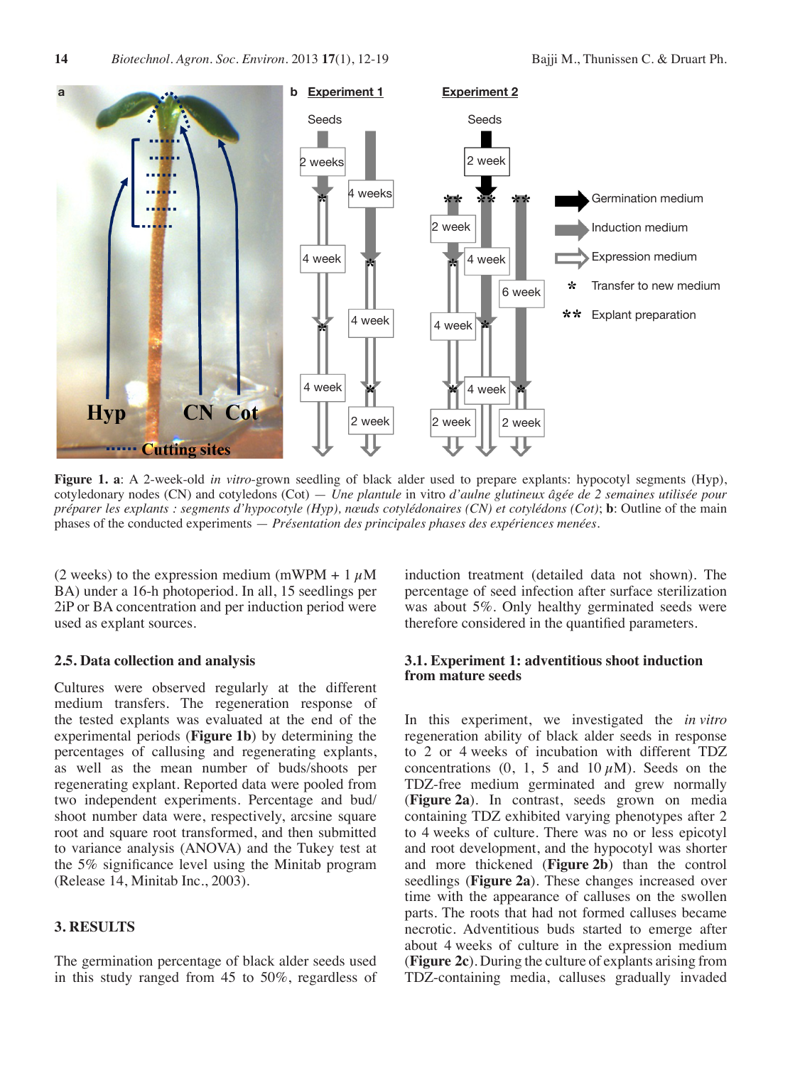**Figure 1. a**: A 2-week-old *in vitro*-grown seedling of black alder used to prepare explants: hypocotyl segments (Hyp), cotyledonary nodes (CN) and cotyledons (Cot) — *Une plantule* in vitro *d'aulne glutineux âgée de 2 semaines utilisée pour préparer les explants : segments d'hypocotyle (Hyp), nœuds cotylédonaires (CN) et cotylédons (Cot)*; **b**: Outline of the main phases of the conducted experiments — *Présentation des principales phases des expériences menées.*

(2 weeks) to the expression medium (mWPM + 1 $\mu$M BA) under a 16-h photoperiod. In all, 15 seedlings per 2iP or BA concentration and per induction period were used as explant sources.

### 2.5. Data collection and analysis

Cultures were observed regularly at the different medium transfers. The regeneration response of the tested explants was evaluated at the end of the experimental periods (**Figure 1b**) by determining the percentages of callusing and regenerating explants, as well as the mean number of buds/shoots per regenerating explant. Reported data were pooled from two independent experiments. Percentage and bud/shoot number data were, respectively, arcsine square root and square root transformed, and then submitted to variance analysis (ANOVA) and the Tukey test at the 5% significance level using the Minitab program (Release 14, Minitab Inc., 2003).

## 3. RESULTS

The germination percentage of black alder seeds used in this study ranged from 45 to 50%, regardless of induction treatment (detailed data not shown). The percentage of seed infection after surface sterilization was about 5%. Only healthy germinated seeds were therefore considered in the quantified parameters.

### 3.1. Experiment 1: adventitious shoot induction from mature seeds

In this experiment, we investigated the *in vitro* regeneration ability of black alder seeds in response to 2 or 4 weeks of incubation with different TDZ concentrations (0, 1, 5 and 10 $\mu$M). Seeds on the TDZ-free medium germinated and grew normally (**Figure 2a**). In contrast, seeds grown on media containing TDZ exhibited varying phenotypes after 2 to 4 weeks of culture. There was no or less epicotyl and root development, and the hypocotyl was shorter and more thickened (**Figure 2b**) than the control seedlings (**Figure 2a**). These changes increased over time with the appearance of calluses on the swollen parts. The roots that had not formed calluses became necrotic. Adventitious buds started to emerge after about 4 weeks of culture in the expression medium (**Figure 2c**). During the culture of explants arising from TDZ-containing media, calluses gradually invaded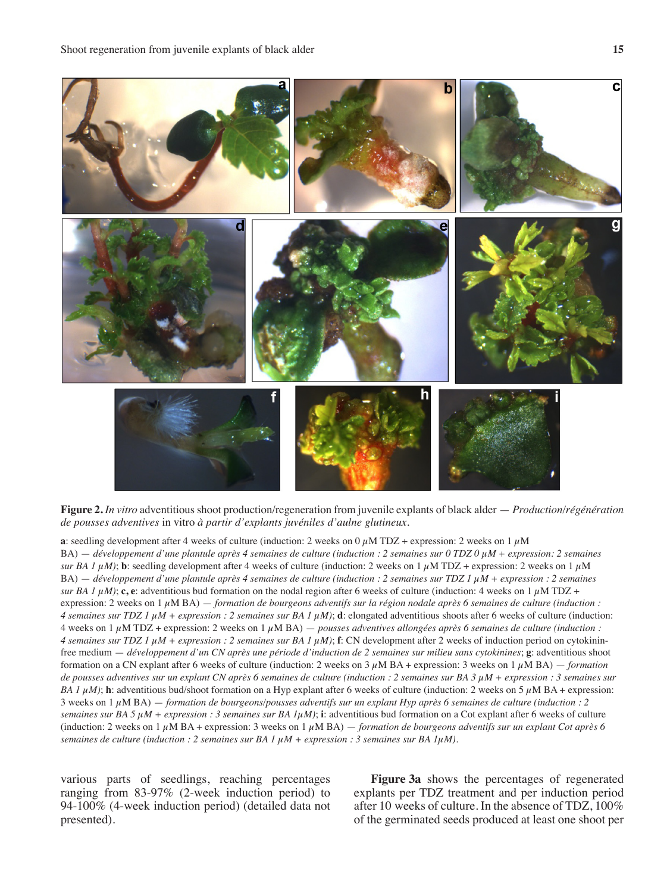**Figure 2.** *In vitro* adventitious shoot production/regeneration from juvenile explants of black alder — *Production/régénération de pousses adventives* in vitro *à partir d'explants juvéniles d'aulne glutineux*.

**a**: seedling development after 4 weeks of culture (induction: 2 weeks on 0 $\mu$M TDZ + expression: 2 weeks on 1 $\mu$M BA) — *développement d'une plantule après 4 semaines de culture (induction : 2 semaines sur 0 TDZ 0 $\mu$M + expression: 2 semaines sur BA 1 $\mu$M)*; **b**: seedling development after 4 weeks of culture (induction: 2 weeks on 1 $\mu$M TDZ + expression: 2 weeks on 1 $\mu$M BA) — *développement d'une plantule après 4 semaines de culture (induction : 2 semaines sur TDZ 1 $\mu$M + expression : 2 semaines sur BA 1 $\mu$M)*; **c, e**: adventitious bud formation on the nodal region after 6 weeks of culture (induction: 4 weeks on 1 $\mu$M TDZ + expression: 2 weeks on 1 $\mu$M BA) — *formation de bourgeons adventifs sur la région nodale après 6 semaines de culture (induction : 4 semaines sur TDZ 1 $\mu$M + expression : 2 semaines sur BA 1 $\mu$M)*; **d**: elongated adventitious shoots after 6 weeks of culture (induction: 4 weeks on 1 $\mu$M TDZ + expression: 2 weeks on 1 $\mu$M BA) — *pousses adventives allongées après 6 semaines de culture (induction : 4 semaines sur TDZ 1 $\mu$M + expression : 2 semaines sur BA 1 $\mu$M)*; **f**: CN development after 2 weeks of induction period on cytokinin-free medium — *développement d'un CN après une période d'induction de 2 semaines sur milieu sans cytokinines*; **g**: adventitious shoot formation on a CN explant after 6 weeks of culture (induction: 2 weeks on 3 $\mu$M BA + expression: 3 weeks on 1 $\mu$M BA) — *formation de bourgeons/pousses adventifs sur un explant CN après 6 semaines de culture (induction : 2 semaines sur BA 3 $\mu$M + expression : 3 semaines sur BA 1 $\mu$M)*; **h**: adventitious bud/shoot formation on a Hyp explant after 6 weeks of culture (induction: 2 weeks on 5 $\mu$M BA + expression: 3 weeks on 1 $\mu$M BA) — *formation de bourgeons/pousses adventifs sur un explant Hyp après 6 semaines de culture (induction : 2 semaines sur BA 5 $\mu$M + expression : 3 semaines sur BA 1$\mu$M)*; **i**: adventitious bud formation on a Cot explant after 6 weeks of culture (induction: 2 weeks on 1 $\mu$M BA + expression: 3 weeks on 1 $\mu$M BA) — *formation de bourgeons adventifs sur un explant Cot après 6 semaines de culture (induction : 2 semaines sur BA 1 $\mu$M + expression : 3 semaines sur BA 1$\mu$M)*.

various parts of seedlings, reaching percentages ranging from 83-97% (2-week induction period) to 94-100% (4-week induction period) (detailed data not presented).

**Figure 3a** shows the percentages of regenerated explants per TDZ treatment and per induction period after 10 weeks of culture. In the absence of TDZ, 100% of the germinated seeds produced at least one shoot per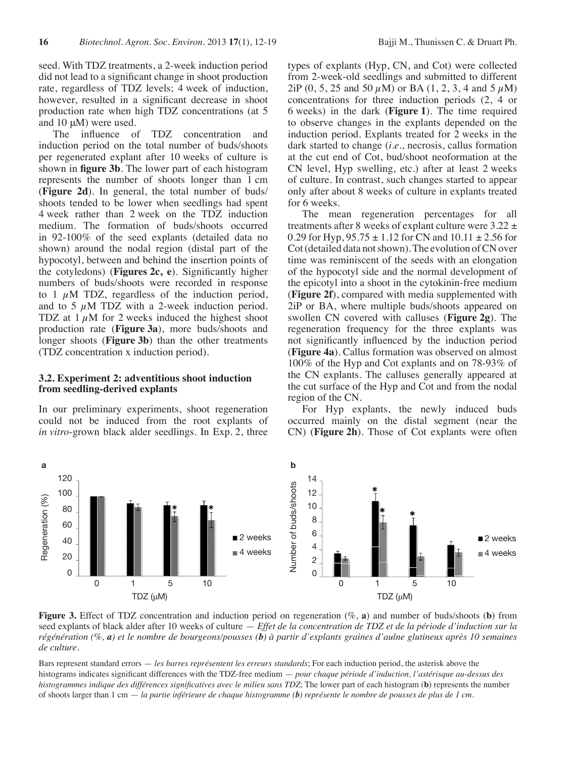seed. With TDZ treatments, a 2-week induction period did not lead to a significant change in shoot production rate, regardless of TDZ levels; 4 week of induction, however, resulted in a significant decrease in shoot production rate when high TDZ concentrations (at 5 and 10 µM) were used.

The influence of TDZ concentration and induction period on the total number of buds/shoots per regenerated explant after 10 weeks of culture is shown in **figure 3b**. The lower part of each histogram represents the number of shoots longer than 1 cm (**Figure 2d**). In general, the total number of buds/shoots tended to be lower when seedlings had spent 4 week rather than 2 week on the TDZ induction medium. The formation of buds/shoots occurred in 92-100% of the seed explants (detailed data no shown) around the nodal region (distal part of the hypocotyl, between and behind the insertion points of the cotyledons) (**Figures 2c, e**). Significantly higher numbers of buds/shoots were recorded in response to 1 µM TDZ, regardless of the induction period, and to 5 µM TDZ with a 2-week induction period. TDZ at 1 µM for 2 weeks induced the highest shoot production rate (**Figure 3a**), more buds/shoots and longer shoots (**Figure 3b**) than the other treatments (TDZ concentration x induction period).

### 3.2. Experiment 2: adventitious shoot induction from seedling-derived explants

In our preliminary experiments, shoot regeneration could not be induced from the root explants of *in vitro*-grown black alder seedlings. In Exp. 2, three types of explants (Hyp, CN, and Cot) were collected from 2-week-old seedlings and submitted to different 2iP (0, 5, 25 and 50 µM) or BA (1, 2, 3, 4 and 5 µM) concentrations for three induction periods (2, 4 or 6 weeks) in the dark (**Figure 1**). The time required to observe changes in the explants depended on the induction period. Explants treated for 2 weeks in the dark started to change (*i.e.*, necrosis, callus formation at the cut end of Cot, bud/shoot neoformation at the CN level, Hyp swelling, etc.) after at least 2 weeks of culture. In contrast, such changes started to appear only after about 8 weeks of culture in explants treated for 6 weeks.

The mean regeneration percentages for all treatments after 8 weeks of explant culture were $3.22 \pm 0.29$ for Hyp, $95.75 \pm 1.12$ for CN and $10.11 \pm 2.56$ for Cot (detailed data not shown). The evolution of CN over time was reminiscent of the seeds with an elongation of the hypocotyl side and the normal development of the epicotyl into a shoot in the cytokinin-free medium (**Figure 2f**), compared with media supplemented with 2iP or BA, where multiple buds/shoots appeared on swollen CN covered with calluses (**Figure 2g**). The regeneration frequency for the three explants was not significantly influenced by the induction period (**Figure 4a**). Callus formation was observed on almost 100% of the Hyp and Cot explants and on 78-93% of the CN explants. The calluses generally appeared at the cut surface of the Hyp and Cot and from the nodal region of the CN.

For Hyp explants, the newly induced buds occurred mainly on the distal segment (near the CN) (**Figure 2h**). Those of Cot explants were often

**Figure 3.** Effect of TDZ concentration and induction period on regeneration (%, **a**) and number of buds/shoots (**b**) from seed explants of black alder after 10 weeks of culture — *Effet de la concentration de TDZ et de la période d'induction sur la régénération (%, **a**) et le nombre de bourgeons/pousses (**b**) à partir d'explants graines d'aulne glutineux après 10 semaines de culture.*

Bars represent standard errors — *les barres représentent les erreurs standards*; For each induction period, the asterisk above the histograms indicates significant differences with the TDZ-free medium — *pour chaque période d'induction, l'astérisque au-dessus des histogrammes indique des différences significatives avec le milieu sans TDZ*; The lower part of each histogram (**b**) represents the number of shoots larger than 1 cm — *la partie inférieure de chaque histogramme (**b**) représente le nombre de pousses de plus de 1 cm.*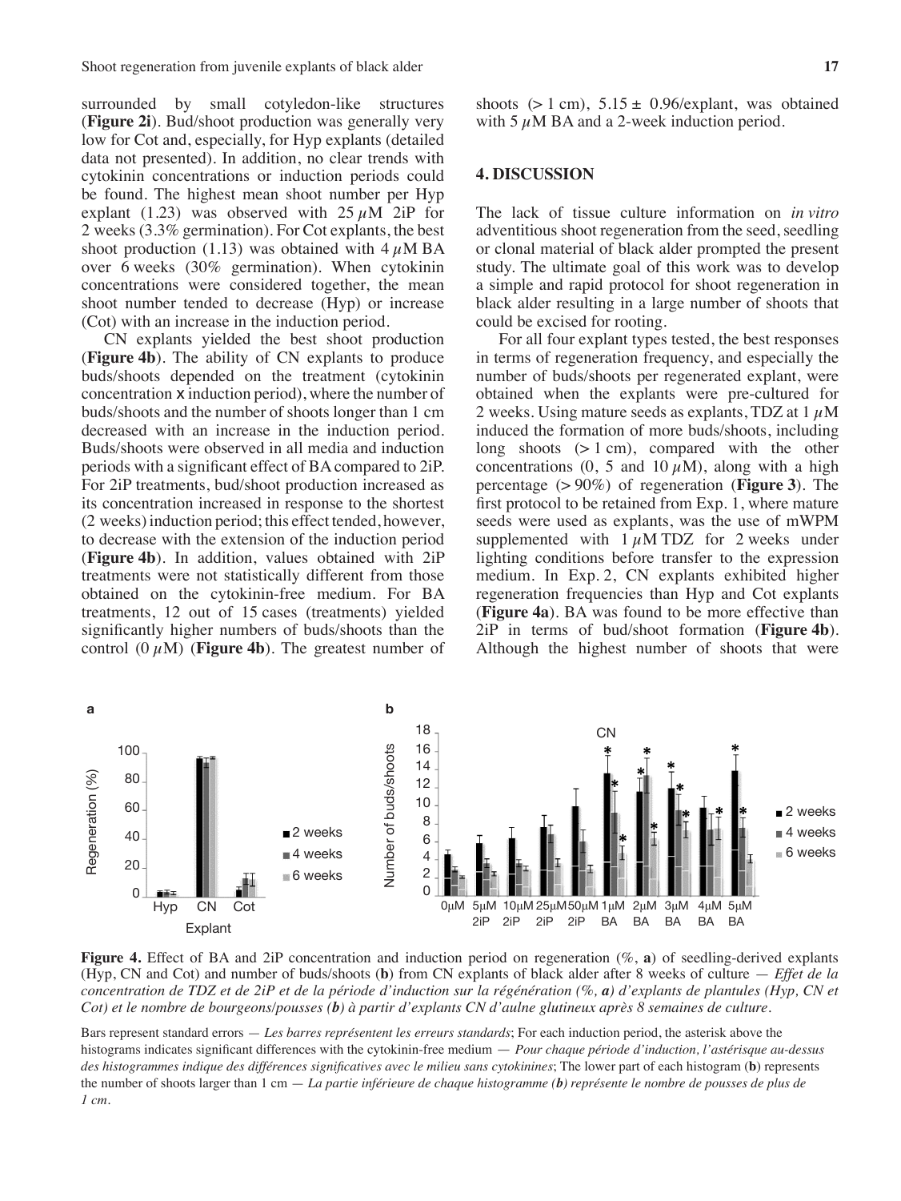surrounded by small cotyledon-like structures (**Figure 2i**). Bud/shoot production was generally very low for Cot and, especially, for Hyp explants (detailed data not presented). In addition, no clear trends with cytokinin concentrations or induction periods could be found. The highest mean shoot number per Hyp explant (1.23) was observed with 25 $\mu$M 2iP for 2 weeks (3.3% germination). For Cot explants, the best shoot production (1.13) was obtained with 4 $\mu$M BA over 6 weeks (30% germination). When cytokinin concentrations were considered together, the mean shoot number tended to decrease (Hyp) or increase (Cot) with an increase in the induction period.

CN explants yielded the best shoot production (**Figure 4b**). The ability of CN explants to produce buds/shoots depended on the treatment (cytokinin concentration x induction period), where the number of buds/shoots and the number of shoots longer than 1 cm decreased with an increase in the induction period. Buds/shoots were observed in all media and induction periods with a significant effect of BA compared to 2iP. For 2iP treatments, bud/shoot production increased as its concentration increased in response to the shortest (2 weeks) induction period; this effect tended, however, to decrease with the extension of the induction period (**Figure 4b**). In addition, values obtained with 2iP treatments were not statistically different from those obtained on the cytokinin-free medium. For BA treatments, 12 out of 15 cases (treatments) yielded significantly higher numbers of buds/shoots than the control (0 $\mu$M) (**Figure 4b**). The greatest number of shoots (> 1 cm), 5.15 ± 0.96/explant, was obtained with 5 $\mu$M BA and a 2-week induction period.

## 4. DISCUSSION

The lack of tissue culture information on *in vitro* adventitious shoot regeneration from the seed, seedling or clonal material of black alder prompted the present study. The ultimate goal of this work was to develop a simple and rapid protocol for shoot regeneration in black alder resulting in a large number of shoots that could be excised for rooting.

For all four explant types tested, the best responses in terms of regeneration frequency, and especially the number of buds/shoots per regenerated explant, were obtained when the explants were pre-cultured for 2 weeks. Using mature seeds as explants, TDZ at 1 $\mu$M induced the formation of more buds/shoots, including long shoots (> 1 cm), compared with the other concentrations (0, 5 and 10 $\mu$M), along with a high percentage (> 90%) of regeneration (**Figure 3**). The first protocol to be retained from Exp. 1, where mature seeds were used as explants, was the use of mWPM supplemented with 1 $\mu$M TDZ for 2 weeks under lighting conditions before transfer to the expression medium. In Exp. 2, CN explants exhibited higher regeneration frequencies than Hyp and Cot explants (**Figure 4a**). BA was found to be more effective than 2iP in terms of bud/shoot formation (**Figure 4b**). Although the highest number of shoots that were

**Figure 4.** Effect of BA and 2iP concentration and induction period on regeneration (%, **a**) of seedling-derived explants (Hyp, CN and Cot) and number of buds/shoots (**b**) from CN explants of black alder after 8 weeks of culture — *Effet de la concentration de TDZ et de 2iP et de la période d'induction sur la régénération (%, **a**) d'explants de plantules (Hyp, CN et Cot) et le nombre de bourgeons/pousses (**b**) à partir d'explants CN d'aulne glutineux après 8 semaines de culture.*

Bars represent standard errors — *Les barres représentent les erreurs standards*; For each induction period, the asterisk above the histograms indicates significant differences with the cytokinin-free medium — *Pour chaque période d'induction, l'astérisque au-dessus des histogrammes indique des différences significatives avec le milieu sans cytokinines*; The lower part of each histogram (**b**) represents the number of shoots larger than 1 cm — *La partie inférieure de chaque histogramme (**b**) représente le nombre de pousses de plus de 1 cm.*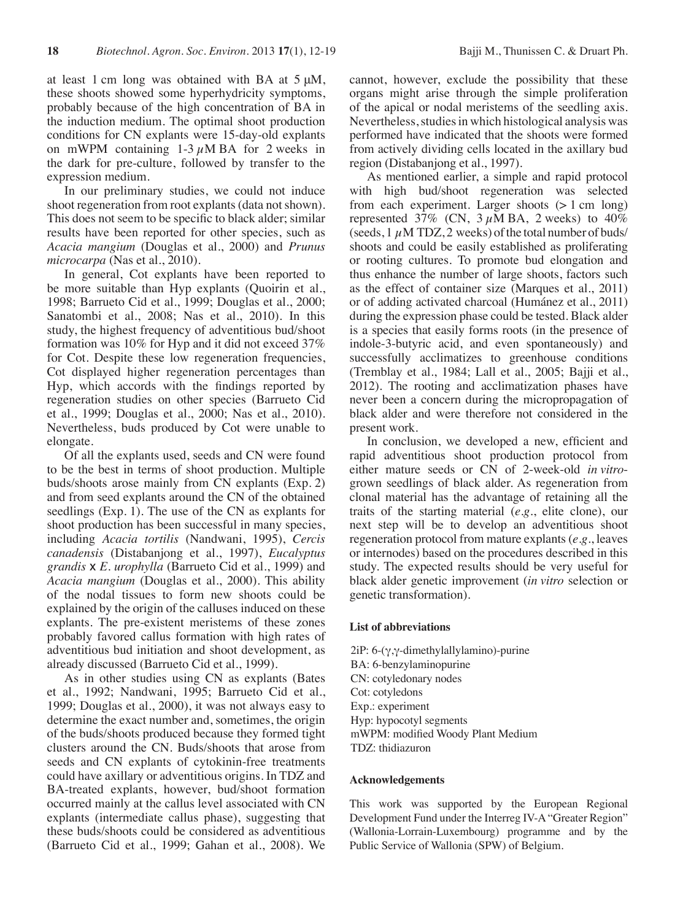at least 1 cm long was obtained with BA at 5 µM, these shoots showed some hyperhydricity symptoms, probably because of the high concentration of BA in the induction medium. The optimal shoot production conditions for CN explants were 15-day-old explants on mWPM containing 1-3 $\mu$M BA for 2 weeks in the dark for pre-culture, followed by transfer to the expression medium.

In our preliminary studies, we could not induce shoot regeneration from root explants (data not shown). This does not seem to be specific to black alder; similar results have been reported for other species, such as *Acacia mangium* (Douglas et al., 2000) and *Prunus microcarpa* (Nas et al., 2010).

In general, Cot explants have been reported to be more suitable than Hyp explants (Quoirin et al., 1998; Barrueto Cid et al., 1999; Douglas et al., 2000; Sanatombi et al., 2008; Nas et al., 2010). In this study, the highest frequency of adventitious bud/shoot formation was 10% for Hyp and it did not exceed 37% for Cot. Despite these low regeneration frequencies, Cot displayed higher regeneration percentages than Hyp, which accords with the findings reported by regeneration studies on other species (Barrueto Cid et al., 1999; Douglas et al., 2000; Nas et al., 2010). Nevertheless, buds produced by Cot were unable to elongate.

Of all the explants used, seeds and CN were found to be the best in terms of shoot production. Multiple buds/shoots arose mainly from CN explants (Exp. 2) and from seed explants around the CN of the obtained seedlings (Exp. 1). The use of the CN as explants for shoot production has been successful in many species, including *Acacia tortilis* (Nandwani, 1995), *Cercis canadensis* (Distabanjong et al., 1997), *Eucalyptus grandis* x *E. urophylla* (Barrueto Cid et al., 1999) and *Acacia mangium* (Douglas et al., 2000). This ability of the nodal tissues to form new shoots could be explained by the origin of the calluses induced on these explants. The pre-existent meristems of these zones probably favored callus formation with high rates of adventitious bud initiation and shoot development, as already discussed (Barrueto Cid et al., 1999).

As in other studies using CN as explants (Bates et al., 1992; Nandwani, 1995; Barrueto Cid et al., 1999; Douglas et al., 2000), it was not always easy to determine the exact number and, sometimes, the origin of the buds/shoots produced because they formed tight clusters around the CN. Buds/shoots that arose from seeds and CN explants of cytokinin-free treatments could have axillary or adventitious origins. In TDZ and BA-treated explants, however, bud/shoot formation occurred mainly at the callus level associated with CN explants (intermediate callus phase), suggesting that these buds/shoots could be considered as adventitious (Barrueto Cid et al., 1999; Gahan et al., 2008). We cannot, however, exclude the possibility that these organs might arise through the simple proliferation of the apical or nodal meristems of the seedling axis. Nevertheless, studies in which histological analysis was performed have indicated that the shoots were formed from actively dividing cells located in the axillary bud region (Distabanjong et al., 1997).

As mentioned earlier, a simple and rapid protocol with high bud/shoot regeneration was selected from each experiment. Larger shoots (> 1 cm long) represented 37% (CN, 3 $\mu$M BA, 2 weeks) to 40% (seeds, 1 $\mu$M TDZ, 2 weeks) of the total number of buds/shoots and could be easily established as proliferating or rooting cultures. To promote bud elongation and thus enhance the number of large shoots, factors such as the effect of container size (Marques et al., 2011) or of adding activated charcoal (Humánez et al., 2011) during the expression phase could be tested. Black alder is a species that easily forms roots (in the presence of indole-3-butyric acid, and even spontaneously) and successfully acclimatizes to greenhouse conditions (Tremblay et al., 1984; Lall et al., 2005; Bajji et al., 2012). The rooting and acclimatization phases have never been a concern during the micropropagation of black alder and were therefore not considered in the present work.

In conclusion, we developed a new, efficient and rapid adventitious shoot production protocol from either mature seeds or CN of 2-week-old *in vitro*-grown seedlings of black alder. As regeneration from clonal material has the advantage of retaining all the traits of the starting material (*e.g.*, elite clone), our next step will be to develop an adventitious shoot regeneration protocol from mature explants (*e.g.*, leaves or internodes) based on the procedures described in this study. The expected results should be very useful for black alder genetic improvement (*in vitro* selection or genetic transformation).

### List of abbreviations

2iP: 6-(γ,γ-dimethylallylamino)-purine
BA: 6-benzylaminopurine
CN: cotyledonary nodes
Cot: cotyledons
Exp.: experiment
Hyp: hypocotyl segments
mWPM: modified Woody Plant Medium
TDZ: thidiazuron

### Acknowledgements

This work was supported by the European Regional Development Fund under the Interreg IV-A "Greater Region" (Wallonia-Lorrain-Luxembourg) programme and by the Public Service of Wallonia (SPW) of Belgium.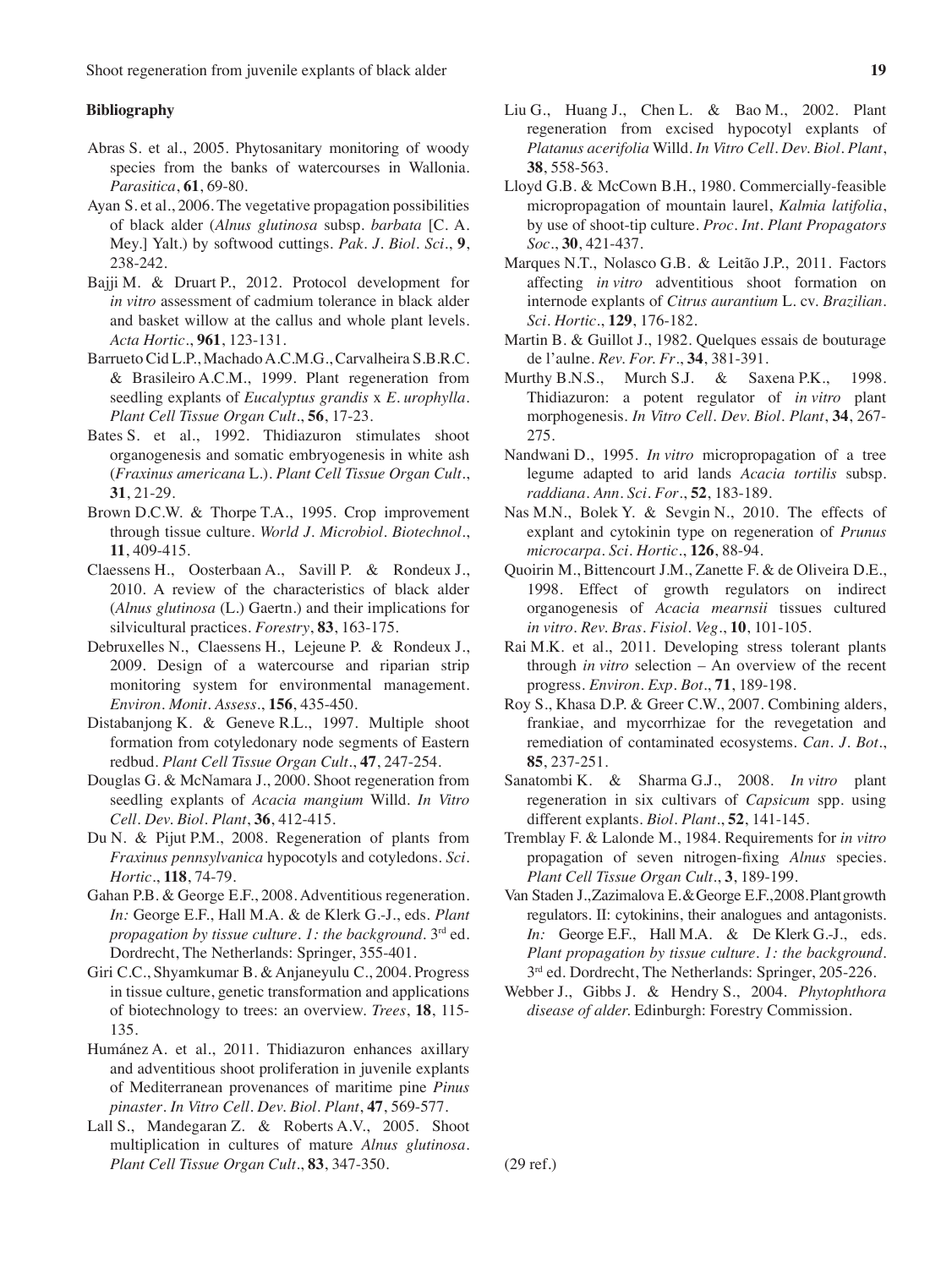## Bibliography

Abras S. et al., 2005. Phytosanitary monitoring of woody species from the banks of watercourses in Wallonia. *Parasitica*, **61**, 69-80.

Ayan S. et al., 2006. The vegetative propagation possibilities of black alder (*Alnus glutinosa* subsp. *barbata* [C. A. Mey.] Yalt.) by softwood cuttings. *Pak. J. Biol. Sci.*, **9**, 238-242.

Bajji M. & Druart P., 2012. Protocol development for *in vitro* assessment of cadmium tolerance in black alder and basket willow at the callus and whole plant levels. *Acta Hortic.*, **961**, 123-131.

Barrueto Cid L.P., Machado A.C.M.G., Carvalheira S.B.R.C. & Brasileiro A.C.M., 1999. Plant regeneration from seedling explants of *Eucalyptus grandis* x *E. urophylla*. *Plant Cell Tissue Organ Cult.*, **56**, 17-23.

Bates S. et al., 1992. Thidiazuron stimulates shoot organogenesis and somatic embryogenesis in white ash (*Fraxinus americana* L.). *Plant Cell Tissue Organ Cult.*, **31**, 21-29.

Brown D.C.W. & Thorpe T.A., 1995. Crop improvement through tissue culture. *World J. Microbiol. Biotechnol.*, **11**, 409-415.

Claessens H., Oosterbaan A., Savill P. & Rondeux J., 2010. A review of the characteristics of black alder (*Alnus glutinosa* (L.) Gaertn.) and their implications for silvicultural practices. *Forestry*, **83**, 163-175.

Debruxelles N., Claessens H., Lejeune P. & Rondeux J., 2009. Design of a watercourse and riparian strip monitoring system for environmental management. *Environ. Monit. Assess.*, **156**, 435-450.

Distabanjong K. & Geneve R.L., 1997. Multiple shoot formation from cotyledonary node segments of Eastern redbud. *Plant Cell Tissue Organ Cult.*, **47**, 247-254.

Douglas G. & McNamara J., 2000. Shoot regeneration from seedling explants of *Acacia mangium* Willd. *In Vitro Cell. Dev. Biol. Plant*, **36**, 412-415.

Du N. & Pijut P.M., 2008. Regeneration of plants from *Fraxinus pennsylvanica* hypocotyls and cotyledons. *Sci. Hortic.*, **118**, 74-79.

Gahan P.B. & George E.F., 2008. Adventitious regeneration. *In:* George E.F., Hall M.A. & de Klerk G.-J., eds. *Plant propagation by tissue culture. 1: the background.* 3rd ed. Dordrecht, The Netherlands: Springer, 355-401.

Giri C.C., Shyamkumar B. & Anjaneyulu C., 2004. Progress in tissue culture, genetic transformation and applications of biotechnology to trees: an overview. *Trees*, **18**, 115-135.

Humánez A. et al., 2011. Thidiazuron enhances axillary and adventitious shoot proliferation in juvenile explants of Mediterranean provenances of maritime pine *Pinus pinaster*. *In Vitro Cell. Dev. Biol. Plant*, **47**, 569-577.

Lall S., Mandegaran Z. & Roberts A.V., 2005. Shoot multiplication in cultures of mature *Alnus glutinosa*. *Plant Cell Tissue Organ Cult.*, **83**, 347-350.

Liu G., Huang J., Chen L. & Bao M., 2002. Plant regeneration from excised hypocotyl explants of *Platanus acerifolia* Willd. *In Vitro Cell. Dev. Biol. Plant*, **38**, 558-563.

Lloyd G.B. & McCown B.H., 1980. Commercially-feasible micropropagation of mountain laurel, *Kalmia latifolia*, by use of shoot-tip culture. *Proc. Int. Plant Propagators Soc.*, **30**, 421-437.

Marques N.T., Nolasco G.B. & Leitão J.P., 2011. Factors affecting *in vitro* adventitious shoot formation on internode explants of *Citrus aurantium* L. cv. *Brazilian*. *Sci. Hortic.*, **129**, 176-182.

Martin B. & Guillot J., 1982. Quelques essais de bouturage de l'aulne. *Rev. For. Fr.*, **34**, 381-391.

Murthy B.N.S., Murch S.J. & Saxena P.K., 1998. Thidiazuron: a potent regulator of *in vitro* plant morphogenesis. *In Vitro Cell. Dev. Biol. Plant*, **34**, 267-275.

Nandwani D., 1995. *In vitro* micropropagation of a tree legume adapted to arid lands *Acacia tortilis* subsp. *raddiana*. *Ann. Sci. For.*, **52**, 183-189.

Nas M.N., Bolek Y. & Sevgin N., 2010. The effects of explant and cytokinin type on regeneration of *Prunus microcarpa*. *Sci. Hortic.*, **126**, 88-94.

Quoirin M., Bittencourt J.M., Zanette F. & de Oliveira D.E., 1998. Effect of growth regulators on indirect organogenesis of *Acacia mearnsii* tissues cultured *in vitro*. *Rev. Bras. Fisiol. Veg.*, **10**, 101-105.

Rai M.K. et al., 2011. Developing stress tolerant plants through *in vitro* selection – An overview of the recent progress. *Environ. Exp. Bot.*, **71**, 189-198.

Roy S., Khasa D.P. & Greer C.W., 2007. Combining alders, frankiae, and mycorrhizae for the revegetation and remediation of contaminated ecosystems. *Can. J. Bot.*, **85**, 237-251.

Sanatombi K. & Sharma G.J., 2008. *In vitro* plant regeneration in six cultivars of *Capsicum* spp. using different explants. *Biol. Plant.*, **52**, 141-145.

Tremblay F. & Lalonde M., 1984. Requirements for *in vitro* propagation of seven nitrogen-fixing *Alnus* species. *Plant Cell Tissue Organ Cult.*, **3**, 189-199.

Van Staden J., Zazimalova E. & George E.F., 2008. Plant growth regulators. II: cytokinins, their analogues and antagonists. *In:* George E.F., Hall M.A. & De Klerk G.-J., eds. *Plant propagation by tissue culture. 1: the background.* 3rd ed. Dordrecht, The Netherlands: Springer, 205-226.

Webber J., Gibbs J. & Hendry S., 2004. *Phytophthora disease of alder.* Edinburgh: Forestry Commission.

(29 ref.)